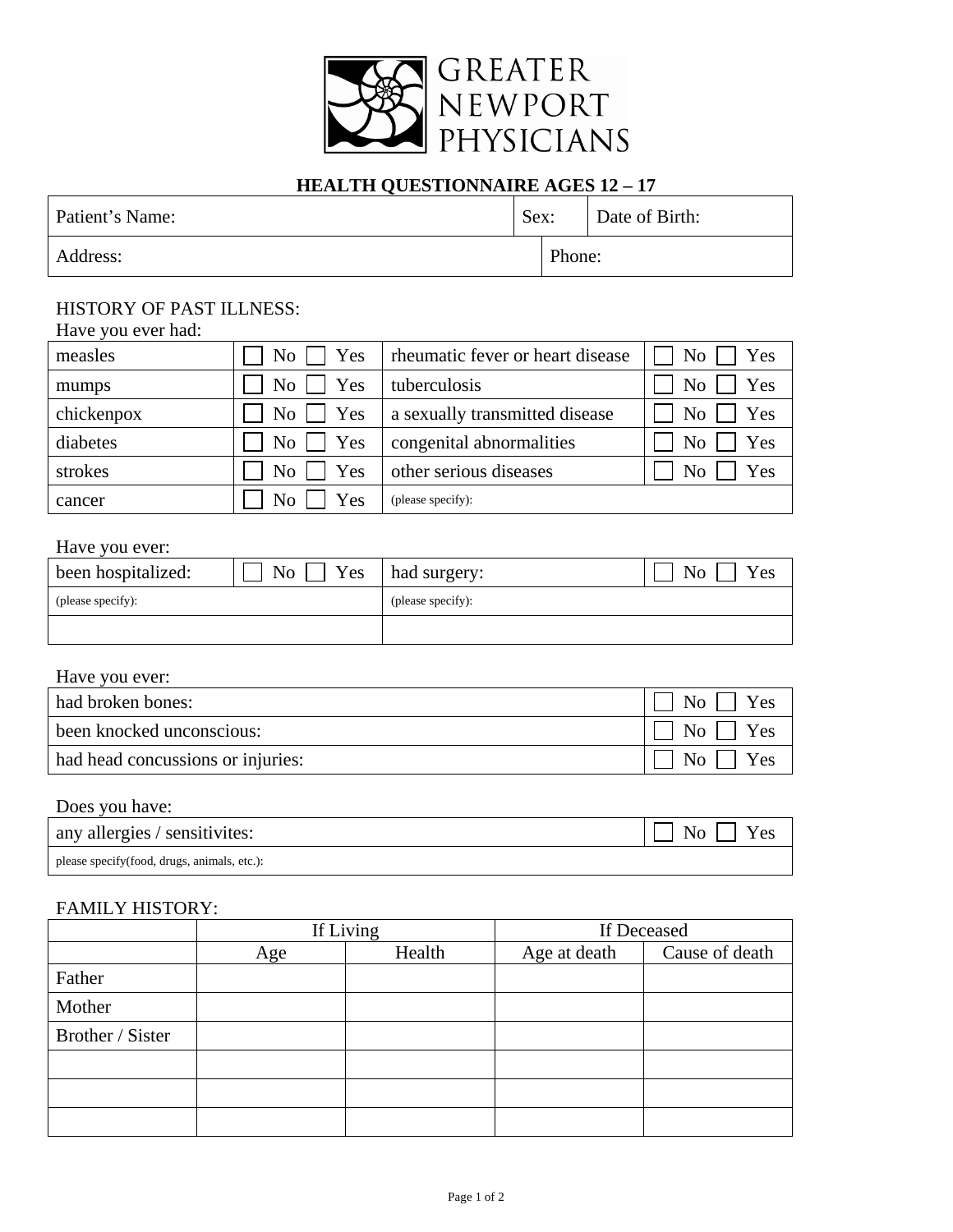GREATER NEWPORT PHYSICIANS

## HEALTH QUESTIONNAIRE AGES 12 – 17

| Patient's Name: | Sex: | Date of Birth: |
|---|---|---|
| Address: | | Phone: |

HISTORY OF PAST ILLNESS:

Have you ever had:

| | | | |
|---|---|---|---|
| measles | ☐ No ☐ Yes | rheumatic fever or heart disease | ☐ No ☐ Yes |
| mumps | ☐ No ☐ Yes | tuberculosis | ☐ No ☐ Yes |
| chickenpox | ☐ No ☐ Yes | a sexually transmitted disease | ☐ No ☐ Yes |
| diabetes | ☐ No ☐ Yes | congenital abnormalities | ☐ No ☐ Yes |
| strokes | ☐ No ☐ Yes | other serious diseases | ☐ No ☐ Yes |
| cancer | ☐ No ☐ Yes | (please specify): | |

Have you ever:

| | | | |
|---|---|---|---|
| been hospitalized: | ☐ No ☐ Yes | had surgery: | ☐ No ☐ Yes |
| (please specify): | | (please specify): | |
| | | | |

Have you ever:

| | |
|---|---|
| had broken bones: | ☐ No ☐ Yes |
| been knocked unconscious: | ☐ No ☐ Yes |
| had head concussions or injuries: | ☐ No ☐ Yes |

Does you have:

| | |
|---|---|
| any allergies / sensitivites: | ☐ No ☐ Yes |
| please specify(food, drugs, animals, etc.): | |

FAMILY HISTORY:

| | If Living | | If Deceased | |
|---|---|---|---|---|
| | Age | Health | Age at death | Cause of death |
| Father | | | | |
| Mother | | | | |
| Brother / Sister | | | | |
| | | | | |
| | | | | |
| | | | | |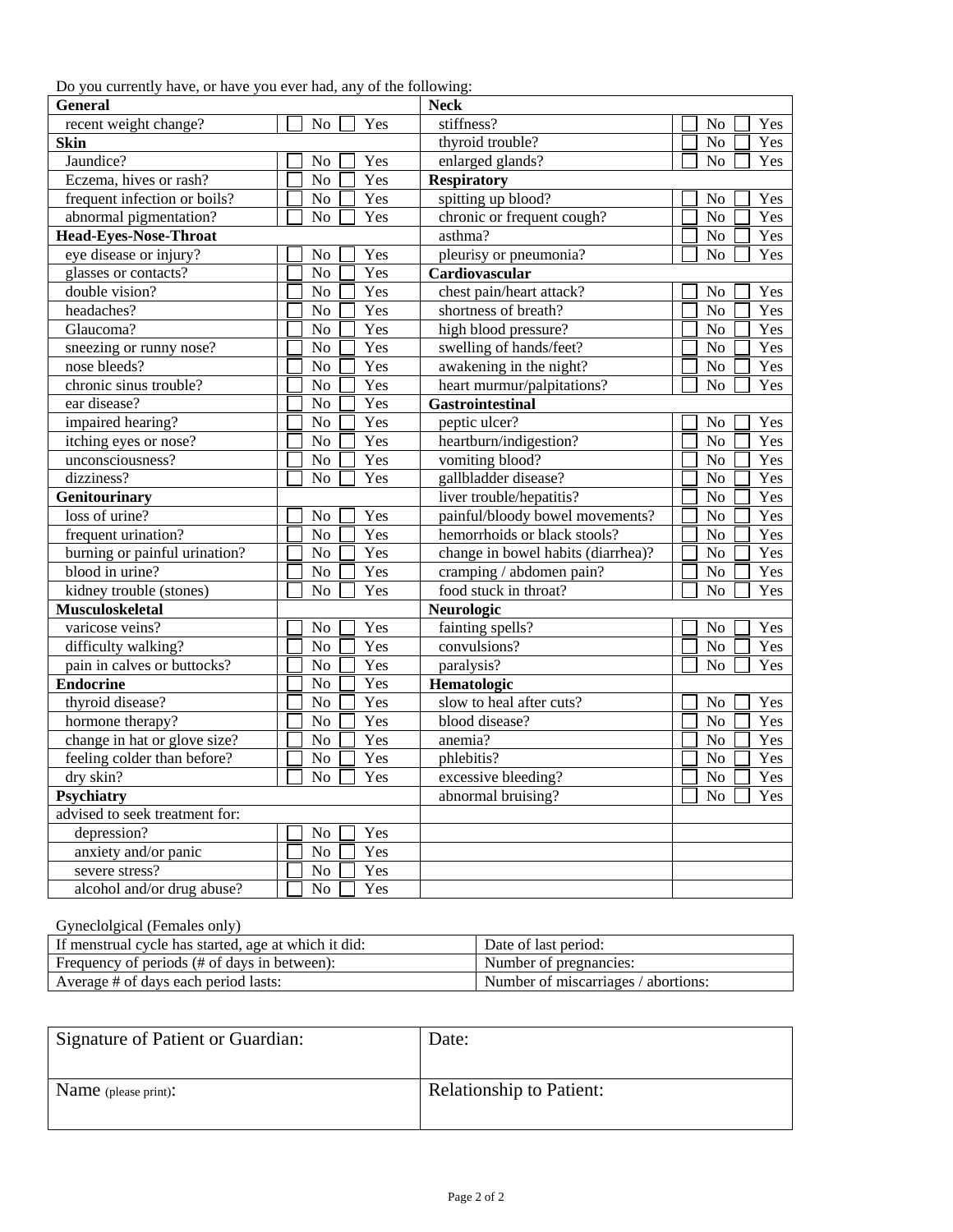Do you currently have, or have you ever had, any of the following:

| | | | |
|---|---|---|---|
| **General** | | **Neck** | |
| recent weight change? | ☐ No ☐ Yes | stiffness? | ☐ No ☐ Yes |
| **Skin** | | thyroid trouble? | ☐ No ☐ Yes |
| Jaundice? | ☐ No ☐ Yes | enlarged glands? | ☐ No ☐ Yes |
| Eczema, hives or rash? | ☐ No ☐ Yes | **Respiratory** | |
| frequent infection or boils? | ☐ No ☐ Yes | spitting up blood? | ☐ No ☐ Yes |
| abnormal pigmentation? | ☐ No ☐ Yes | chronic or frequent cough? | ☐ No ☐ Yes |
| **Head-Eyes-Nose-Throat** | | asthma? | ☐ No ☐ Yes |
| eye disease or injury? | ☐ No ☐ Yes | pleurisy or pneumonia? | ☐ No ☐ Yes |
| glasses or contacts? | ☐ No ☐ Yes | **Cardiovascular** | |
| double vision? | ☐ No ☐ Yes | chest pain/heart attack? | ☐ No ☐ Yes |
| headaches? | ☐ No ☐ Yes | shortness of breath? | ☐ No ☐ Yes |
| Glaucoma? | ☐ No ☐ Yes | high blood pressure? | ☐ No ☐ Yes |
| sneezing or runny nose? | ☐ No ☐ Yes | swelling of hands/feet? | ☐ No ☐ Yes |
| nose bleeds? | ☐ No ☐ Yes | awakening in the night? | ☐ No ☐ Yes |
| chronic sinus trouble? | ☐ No ☐ Yes | heart murmur/palpitations? | ☐ No ☐ Yes |
| ear disease? | ☐ No ☐ Yes | **Gastrointestinal** | |
| impaired hearing? | ☐ No ☐ Yes | peptic ulcer? | ☐ No ☐ Yes |
| itching eyes or nose? | ☐ No ☐ Yes | heartburn/indigestion? | ☐ No ☐ Yes |
| unconsciousness? | ☐ No ☐ Yes | vomiting blood? | ☐ No ☐ Yes |
| dizziness? | ☐ No ☐ Yes | gallbladder disease? | ☐ No ☐ Yes |
| **Genitourinary** | | liver trouble/hepatitis? | ☐ No ☐ Yes |
| loss of urine? | ☐ No ☐ Yes | painful/bloody bowel movements? | ☐ No ☐ Yes |
| frequent urination? | ☐ No ☐ Yes | hemorrhoids or black stools? | ☐ No ☐ Yes |
| burning or painful urination? | ☐ No ☐ Yes | change in bowel habits (diarrhea)? | ☐ No ☐ Yes |
| blood in urine? | ☐ No ☐ Yes | cramping / abdomen pain? | ☐ No ☐ Yes |
| kidney trouble (stones) | ☐ No ☐ Yes | food stuck in throat? | ☐ No ☐ Yes |
| **Musculoskeletal** | | **Neurologic** | |
| varicose veins? | ☐ No ☐ Yes | fainting spells? | ☐ No ☐ Yes |
| difficulty walking? | ☐ No ☐ Yes | convulsions? | ☐ No ☐ Yes |
| pain in calves or buttocks? | ☐ No ☐ Yes | paralysis? | ☐ No ☐ Yes |
| **Endocrine** | ☐ No ☐ Yes | **Hematologic** | |
| thyroid disease? | ☐ No ☐ Yes | slow to heal after cuts? | ☐ No ☐ Yes |
| hormone therapy? | ☐ No ☐ Yes | blood disease? | ☐ No ☐ Yes |
| change in hat or glove size? | ☐ No ☐ Yes | anemia? | ☐ No ☐ Yes |
| feeling colder than before? | ☐ No ☐ Yes | phlebitis? | ☐ No ☐ Yes |
| dry skin? | ☐ No ☐ Yes | excessive bleeding? | ☐ No ☐ Yes |
| **Psychiatry** | | abnormal bruising? | ☐ No ☐ Yes |
| advised to seek treatment for: | | | |
| depression? | ☐ No ☐ Yes | | |
| anxiety and/or panic | ☐ No ☐ Yes | | |
| severe stress? | ☐ No ☐ Yes | | |
| alcohol and/or drug abuse? | ☐ No ☐ Yes | | |

Gyneclolgical (Females only)

| | |
|---|---|
| If menstrual cycle has started, age at which it did: | Date of last period: |
| Frequency of periods (# of days in between): | Number of pregnancies: |
| Average # of days each period lasts: | Number of miscarriages / abortions: |

| | |
|---|---|
| Signature of Patient or Guardian: | Date: |
| Name (please print): | Relationship to Patient: |